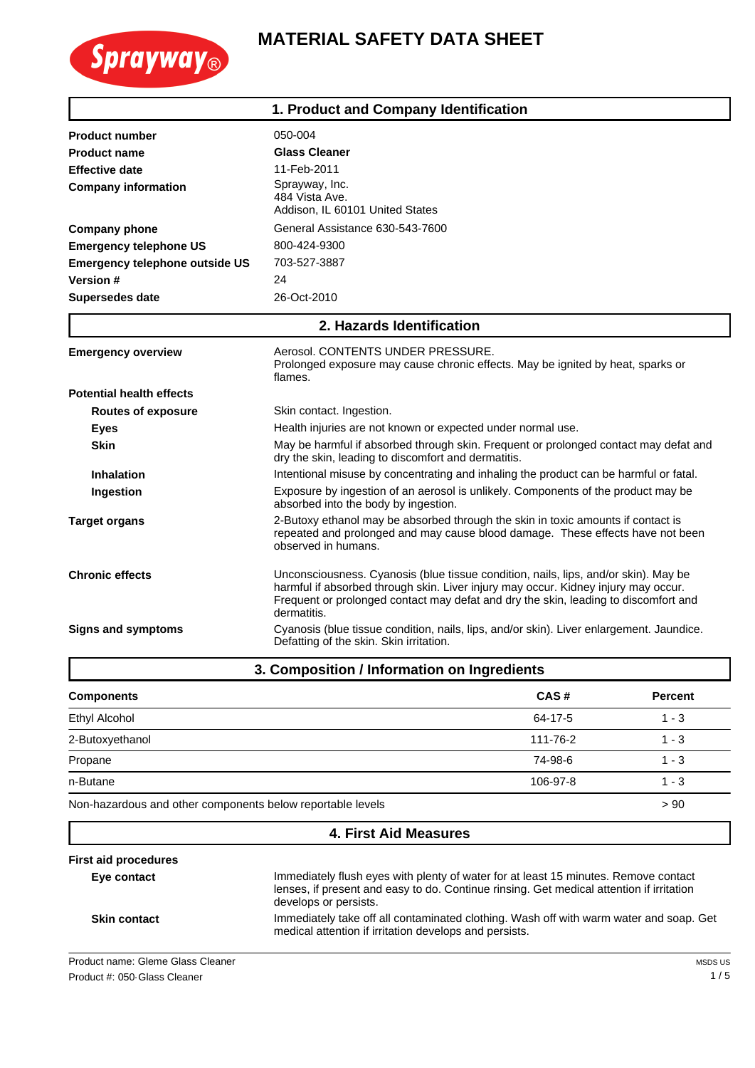# MATERIAL SAFETY DATA SHEET

## 1. Product and Company Identification

| | |
|---|---|
| **Product number** | 050-004 |
| **Product name** | **Glass Cleaner** |
| **Effective date** | 11-Feb-2011 |
| **Company information** | Sprayway, Inc.<br>484 Vista Ave.<br>Addison, IL 60101 United States |
| **Company phone** | General Assistance 630-543-7600 |
| **Emergency telephone US** | 800-424-9300 |
| **Emergency telephone outside US** | 703-527-3887 |
| **Version #** | 24 |
| **Supersedes date** | 26-Oct-2010 |

## 2. Hazards Identification

**Emergency overview**
Aerosol. CONTENTS UNDER PRESSURE.
Prolonged exposure may cause chronic effects. May be ignited by heat, sparks or flames.

**Potential health effects**

**Routes of exposure**
Skin contact. Ingestion.

**Eyes**
Health injuries are not known or expected under normal use.

**Skin**
May be harmful if absorbed through skin. Frequent or prolonged contact may defat and dry the skin, leading to discomfort and dermatitis.

**Inhalation**
Intentional misuse by concentrating and inhaling the product can be harmful or fatal.

**Ingestion**
Exposure by ingestion of an aerosol is unlikely. Components of the product may be absorbed into the body by ingestion.

**Target organs**
2-Butoxy ethanol may be absorbed through the skin in toxic amounts if contact is repeated and prolonged and may cause blood damage. These effects have not been observed in humans.

**Chronic effects**
Unconsciousness. Cyanosis (blue tissue condition, nails, lips, and/or skin). May be harmful if absorbed through skin. Liver injury may occur. Kidney injury may occur. Frequent or prolonged contact may defat and dry the skin, leading to discomfort and dermatitis.

**Signs and symptoms**
Cyanosis (blue tissue condition, nails, lips, and/or skin). Liver enlargement. Jaundice. Defatting of the skin. Skin irritation.

## 3. Composition / Information on Ingredients

| Components | CAS # | Percent |
|---|---|---|
| Ethyl Alcohol | 64-17-5 | 1 - 3 |
| 2-Butoxyethanol | 111-76-2 | 1 - 3 |
| Propane | 74-98-6 | 1 - 3 |
| n-Butane | 106-97-8 | 1 - 3 |
| Non-hazardous and other components below reportable levels | | > 90 |

## 4. First Aid Measures

**First aid procedures**

**Eye contact**
Immediately flush eyes with plenty of water for at least 15 minutes. Remove contact lenses, if present and easy to do. Continue rinsing. Get medical attention if irritation develops or persists.

**Skin contact**
Immediately take off all contaminated clothing. Wash off with warm water and soap. Get medical attention if irritation develops and persists.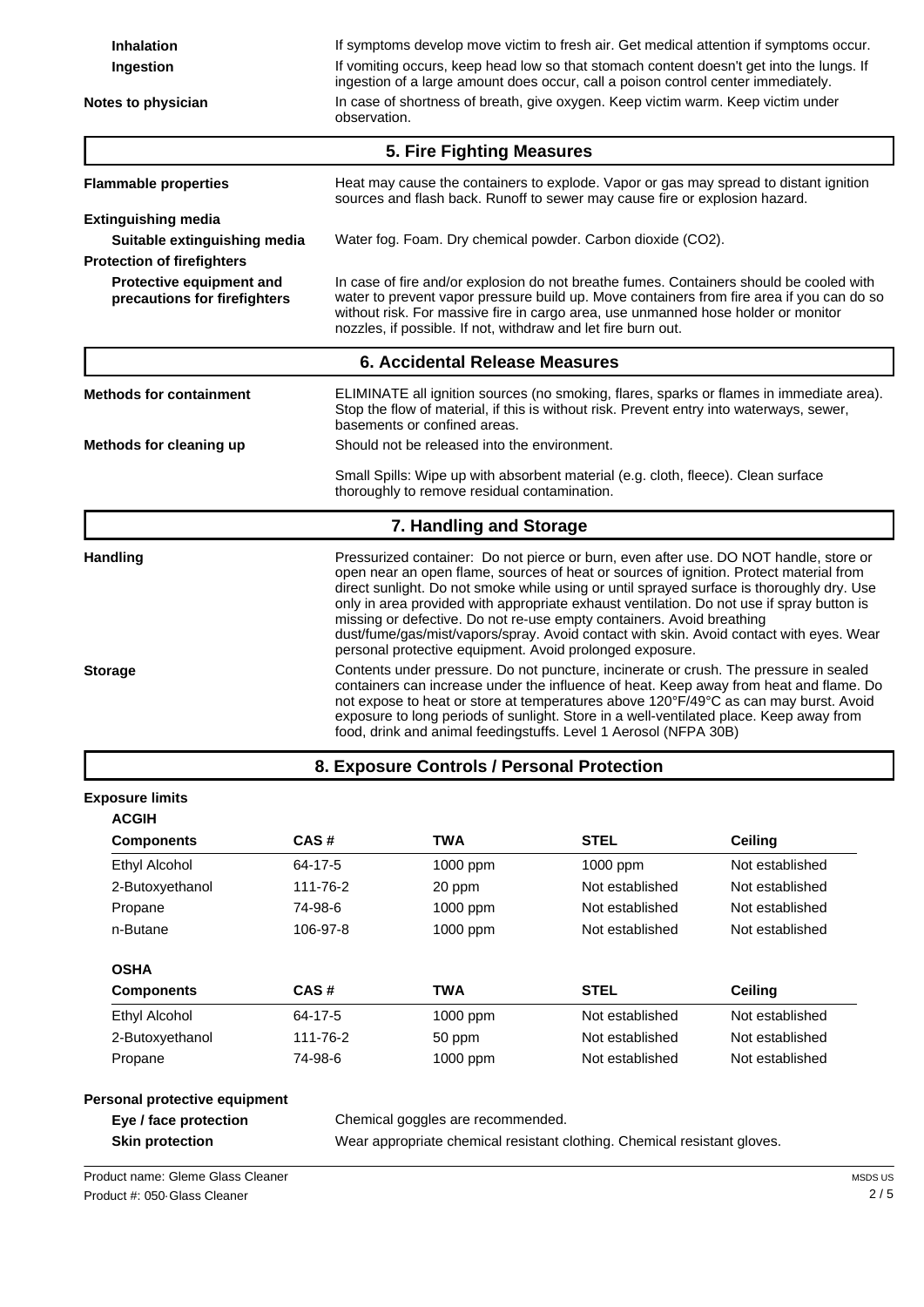**Inhalation** If symptoms develop move victim to fresh air. Get medical attention if symptoms occur.

**Ingestion** If vomiting occurs, keep head low so that stomach content doesn't get into the lungs. If ingestion of a large amount does occur, call a poison control center immediately.

**Notes to physician** In case of shortness of breath, give oxygen. Keep victim warm. Keep victim under observation.

## 5. Fire Fighting Measures

**Flammable properties** Heat may cause the containers to explode. Vapor or gas may spread to distant ignition sources and flash back. Runoff to sewer may cause fire or explosion hazard.

**Extinguishing media**

**Suitable extinguishing media** Water fog. Foam. Dry chemical powder. Carbon dioxide ($CO_2$).

**Protection of firefighters**

**Protective equipment and precautions for firefighters** In case of fire and/or explosion do not breathe fumes. Containers should be cooled with water to prevent vapor pressure build up. Move containers from fire area if you can do so without risk. For massive fire in cargo area, use unmanned hose holder or monitor nozzles, if possible. If not, withdraw and let fire burn out.

## 6. Accidental Release Measures

**Methods for containment** ELIMINATE all ignition sources (no smoking, flares, sparks or flames in immediate area). Stop the flow of material, if this is without risk. Prevent entry into waterways, sewer, basements or confined areas.

**Methods for cleaning up** Should not be released into the environment.

Small Spills: Wipe up with absorbent material (e.g. cloth, fleece). Clean surface thoroughly to remove residual contamination.

## 7. Handling and Storage

**Handling** Pressurized container: Do not pierce or burn, even after use. DO NOT handle, store or open near an open flame, sources of heat or sources of ignition. Protect material from direct sunlight. Do not smoke while using or until sprayed surface is thoroughly dry. Use only in area provided with appropriate exhaust ventilation. Do not use if spray button is missing or defective. Do not re-use empty containers. Avoid breathing dust/fume/gas/mist/vapors/spray. Avoid contact with skin. Avoid contact with eyes. Wear personal protective equipment. Avoid prolonged exposure.

**Storage** Contents under pressure. Do not puncture, incinerate or crush. The pressure in sealed containers can increase under the influence of heat. Keep away from heat and flame. Do not expose to heat or store at temperatures above 120°F/49°C as can may burst. Avoid exposure to long periods of sunlight. Store in a well-ventilated place. Keep away from food, drink and animal feedingstuffs. Level 1 Aerosol (NFPA 30B)

## 8. Exposure Controls / Personal Protection

**Exposure limits**

**ACGIH**

| Components | CAS # | TWA | STEL | Ceiling |
|---|---|---|---|---|
| Ethyl Alcohol | 64-17-5 | 1000 ppm | 1000 ppm | Not established |
| 2-Butoxyethanol | 111-76-2 | 20 ppm | Not established | Not established |
| Propane | 74-98-6 | 1000 ppm | Not established | Not established |
| n-Butane | 106-97-8 | 1000 ppm | Not established | Not established |

**OSHA**

| Components | CAS # | TWA | STEL | Ceiling |
|---|---|---|---|---|
| Ethyl Alcohol | 64-17-5 | 1000 ppm | Not established | Not established |
| 2-Butoxyethanol | 111-76-2 | 50 ppm | Not established | Not established |
| Propane | 74-98-6 | 1000 ppm | Not established | Not established |

**Personal protective equipment**

**Eye / face protection** Chemical goggles are recommended.

**Skin protection** Wear appropriate chemical resistant clothing. Chemical resistant gloves.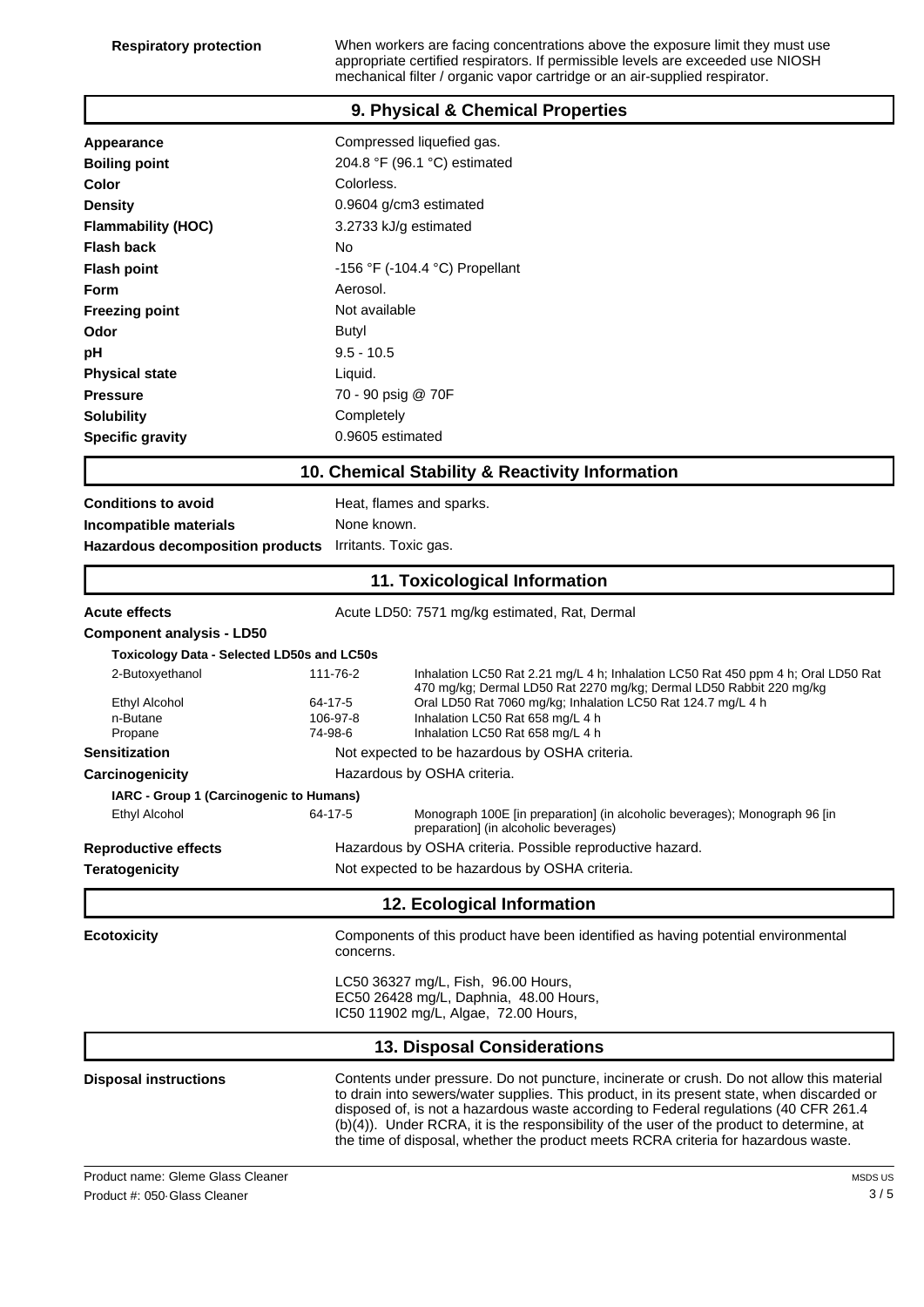| | |
|---|---|
| **Respiratory protection** | When workers are facing concentrations above the exposure limit they must use appropriate certified respirators. If permissible levels are exceeded use NIOSH mechanical filter / organic vapor cartridge or an air-supplied respirator. |

## 9. Physical & Chemical Properties

| | |
|---|---|
| **Appearance** | Compressed liquefied gas. |
| **Boiling point** | 204.8 °F (96.1 °C) estimated |
| **Color** | Colorless. |
| **Density** | 0.9604 g/cm3 estimated |
| **Flammability (HOC)** | 3.2733 kJ/g estimated |
| **Flash back** | No |
| **Flash point** | -156 °F (-104.4 °C) Propellant |
| **Form** | Aerosol. |
| **Freezing point** | Not available |
| **Odor** | Butyl |
| **pH** | 9.5 - 10.5 |
| **Physical state** | Liquid. |
| **Pressure** | 70 - 90 psig @ 70F |
| **Solubility** | Completely |
| **Specific gravity** | 0.9605 estimated |

## 10. Chemical Stability & Reactivity Information

| | |
|---|---|
| **Conditions to avoid** | Heat, flames and sparks. |
| **Incompatible materials** | None known. |
| **Hazardous decomposition products** | Irritants. Toxic gas. |

## 11. Toxicological Information

| | | |
|---|---|---|
| **Acute effects** | Acute LD50: 7571 mg/kg estimated, Rat, Dermal | |
| **Component analysis - LD50** | | |
| **Toxicology Data - Selected LD50s and LC50s** | | |
| 2-Butoxyethanol | 111-76-2 | Inhalation LC50 Rat 2.21 mg/L 4 h; Inhalation LC50 Rat 450 ppm 4 h; Oral LD50 Rat 470 mg/kg; Dermal LD50 Rat 2270 mg/kg; Dermal LD50 Rabbit 220 mg/kg |
| Ethyl Alcohol | 64-17-5 | Oral LD50 Rat 7060 mg/kg; Inhalation LC50 Rat 124.7 mg/L 4 h |
| n-Butane | 106-97-8 | Inhalation LC50 Rat 658 mg/L 4 h |
| Propane | 74-98-6 | Inhalation LC50 Rat 658 mg/L 4 h |
| **Sensitization** | Not expected to be hazardous by OSHA criteria. | |
| **Carcinogenicity** | Hazardous by OSHA criteria. | |
| **IARC - Group 1 (Carcinogenic to Humans)** | | |
| Ethyl Alcohol | 64-17-5 | Monograph 100E [in preparation] (in alcoholic beverages); Monograph 96 [in preparation] (in alcoholic beverages) |
| **Reproductive effects** | Hazardous by OSHA criteria. Possible reproductive hazard. | |
| **Teratogenicity** | Not expected to be hazardous by OSHA criteria. | |

## 12. Ecological Information

**Ecotoxicity**

Components of this product have been identified as having potential environmental concerns.

LC50 36327 mg/L, Fish, 96.00 Hours,
EC50 26428 mg/L, Daphnia, 48.00 Hours,
IC50 11902 mg/L, Algae, 72.00 Hours,

## 13. Disposal Considerations

**Disposal instructions**

Contents under pressure. Do not puncture, incinerate or crush. Do not allow this material to drain into sewers/water supplies. This product, in its present state, when discarded or disposed of, is not a hazardous waste according to Federal regulations (40 CFR 261.4 (b)(4)). Under RCRA, it is the responsibility of the user of the product to determine, at the time of disposal, whether the product meets RCRA criteria for hazardous waste.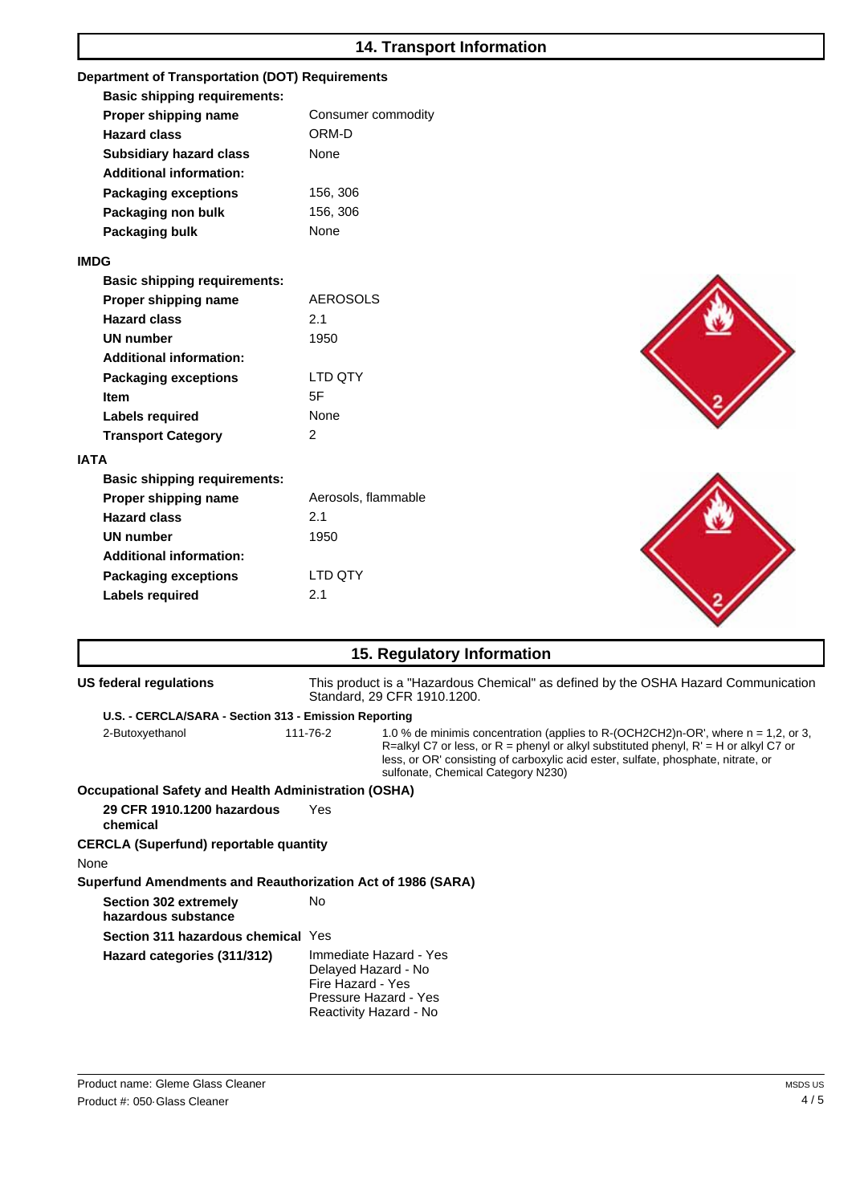## 14. Transport Information

**Department of Transportation (DOT) Requirements**

**Basic shipping requirements:**

| | |
|---|---|
| **Proper shipping name** | Consumer commodity |
| **Hazard class** | ORM-D |
| **Subsidiary hazard class** | None |

**Additional information:**

| | |
|---|---|
| **Packaging exceptions** | 156, 306 |
| **Packaging non bulk** | 156, 306 |
| **Packaging bulk** | None |

**IMDG**

**Basic shipping requirements:**

| | |
|---|---|
| **Proper shipping name** | AEROSOLS |
| **Hazard class** | 2.1 |
| **UN number** | 1950 |

**Additional information:**

| | |
|---|---|
| **Packaging exceptions** | LTD QTY |
| **Item** | 5F |
| **Labels required** | None |
| **Transport Category** | 2 |

**IATA**

**Basic shipping requirements:**

| | |
|---|---|
| **Proper shipping name** | Aerosols, flammable |
| **Hazard class** | 2.1 |
| **UN number** | 1950 |

**Additional information:**

| | |
|---|---|
| **Packaging exceptions** | LTD QTY |
| **Labels required** | 2.1 |

## 15. Regulatory Information

**US federal regulations** This product is a "Hazardous Chemical" as defined by the OSHA Hazard Communication Standard, 29 CFR 1910.1200.

**U.S. - CERCLA/SARA - Section 313 - Emission Reporting**

| | | |
|---|---|---|
| 2-Butoxyethanol | 111-76-2 | 1.0 % de minimis concentration (applies to R-(OCH2CH2)n-OR', where n = 1,2, or 3, R=alkyl C7 or less, or R = phenyl or alkyl substituted phenyl, R' = H or alkyl C7 or less, or OR' consisting of carboxylic acid ester, sulfate, phosphate, nitrate, or sulfonate, Chemical Category N230) |

**Occupational Safety and Health Administration (OSHA)**

| | |
|---|---|
| **29 CFR 1910.1200 hazardous chemical** | Yes |

**CERCLA (Superfund) reportable quantity**

None

**Superfund Amendments and Reauthorization Act of 1986 (SARA)**

| | |
|---|---|
| **Section 302 extremely hazardous substance** | No |
| **Section 311 hazardous chemical** | Yes |
| **Hazard categories (311/312)** | Immediate Hazard - Yes<br>Delayed Hazard - No<br>Fire Hazard - Yes<br>Pressure Hazard - Yes<br>Reactivity Hazard - No |

Product name: Gleme Glass Cleaner
Product #: 050-Glass Cleaner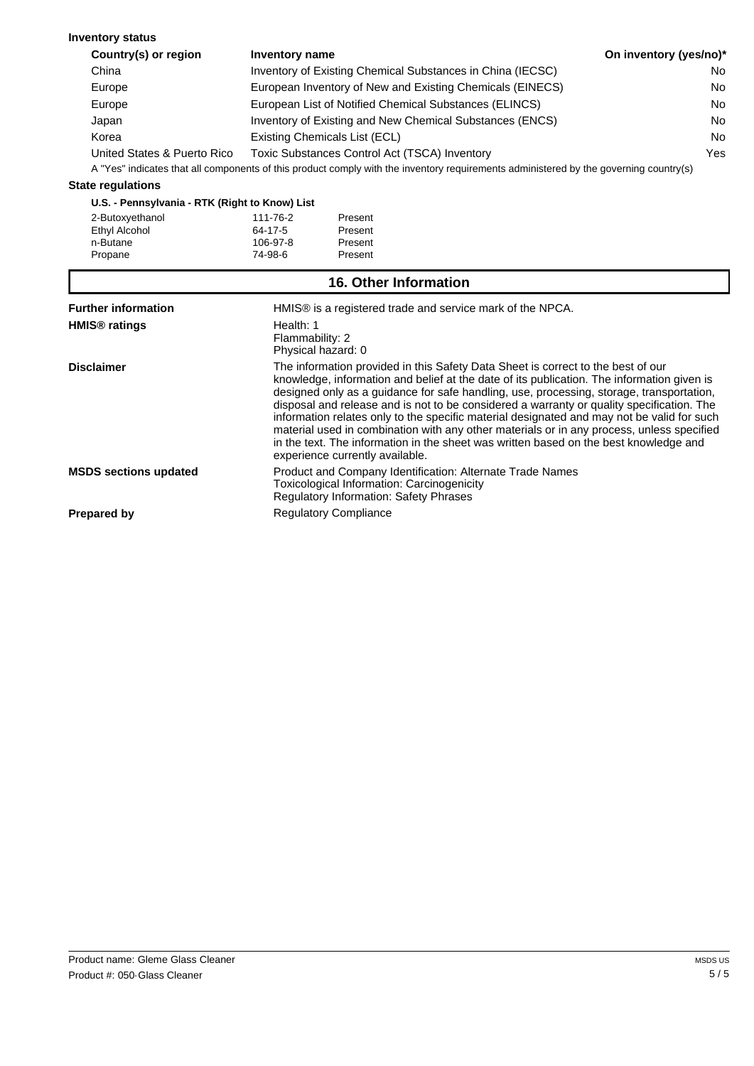**Inventory status**

| Country(s) or region | Inventory name | On inventory (yes/no)* |
|---|---|---|
| China | Inventory of Existing Chemical Substances in China (IECSC) | No |
| Europe | European Inventory of New and Existing Chemicals (EINECS) | No |
| Europe | European List of Notified Chemical Substances (ELINCS) | No |
| Japan | Inventory of Existing and New Chemical Substances (ENCS) | No |
| Korea | Existing Chemicals List (ECL) | No |
| United States & Puerto Rico | Toxic Substances Control Act (TSCA) Inventory | Yes |

A "Yes" indicates that all components of this product comply with the inventory requirements administered by the governing country(s)

**State regulations**

**U.S. - Pennsylvania - RTK (Right to Know) List**

| | | |
|---|---|---|
| 2-Butoxyethanol | 111-76-2 | Present |
| Ethyl Alcohol | 64-17-5 | Present |
| n-Butane | 106-97-8 | Present |
| Propane | 74-98-6 | Present |

## 16. Other Information

**Further information**

HMIS® is a registered trade and service mark of the NPCA.

**HMIS® ratings**

Health: 1
Flammability: 2
Physical hazard: 0

**Disclaimer**

The information provided in this Safety Data Sheet is correct to the best of our knowledge, information and belief at the date of its publication. The information given is designed only as a guidance for safe handling, use, processing, storage, transportation, disposal and release and is not to be considered a warranty or quality specification. The information relates only to the specific material designated and may not be valid for such material used in combination with any other materials or in any process, unless specified in the text. The information in the sheet was written based on the best knowledge and experience currently available.

**MSDS sections updated**

Product and Company Identification: Alternate Trade Names
Toxicological Information: Carcinogenicity
Regulatory Information: Safety Phrases

**Prepared by**

Regulatory Compliance

Product name: Gleme Glass Cleaner
Product #: 050·Glass Cleaner